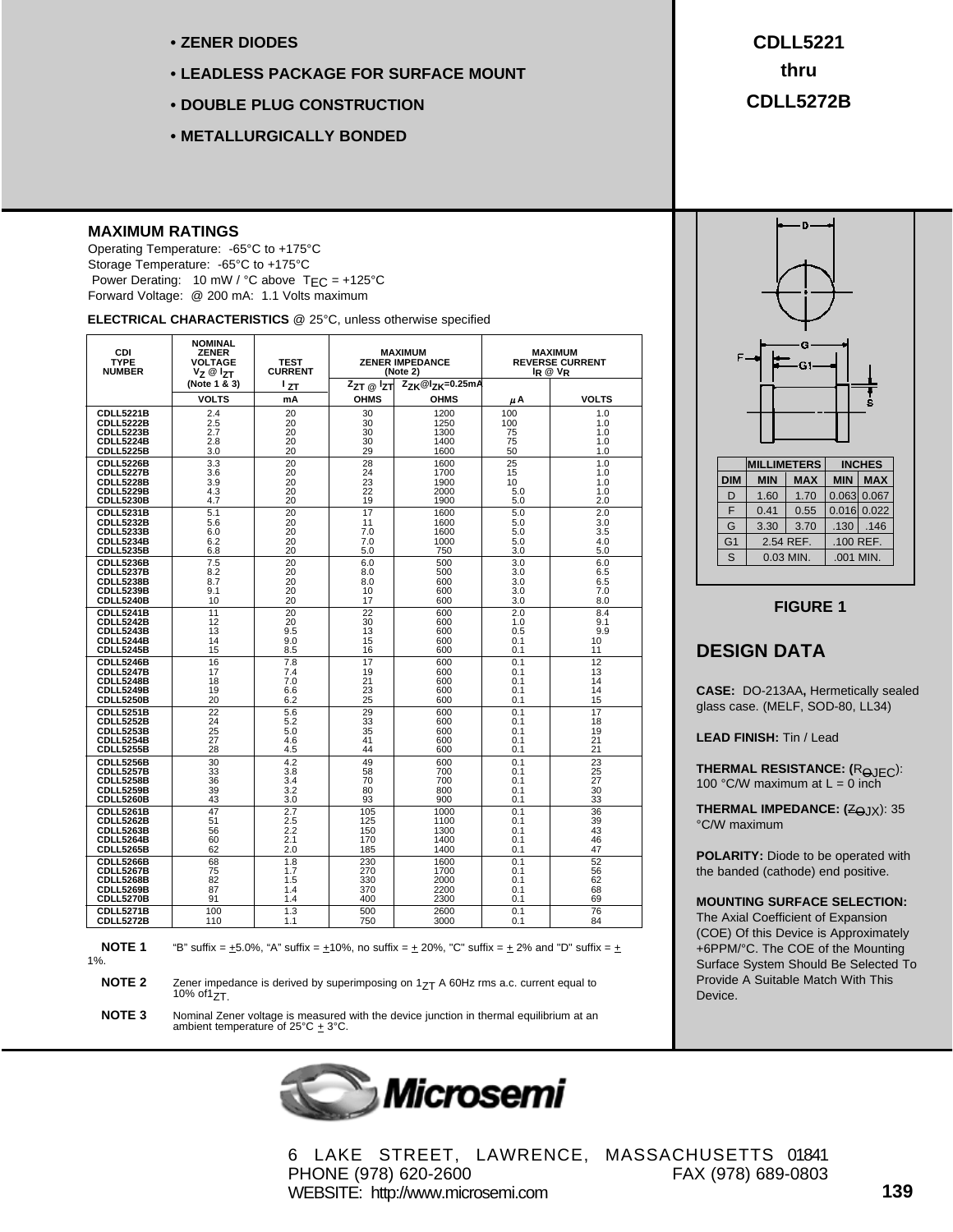- **ZENER DIODES**
- **LEADLESS PACKAGE FOR SURFACE MOUNT**
- **DOUBLE PLUG CONSTRUCTION**
- **METALLURGICALLY BONDED**

# CDLL5221 thru CDLL5272B

## MAXIMUM RATINGS

Operating Temperature: -65°C to +175°C
Storage Temperature: -65°C to +175°C
Power Derating: 10 mW / °C above $T_{EC}$ = +125°C
Forward Voltage: @ 200 mA: 1.1 Volts maximum

**ELECTRICAL CHARACTERISTICS** @ 25°C, unless otherwise specified

| CDI TYPE NUMBER | NOMINAL ZENER VOLTAGE $V_Z$ @ $I_{ZT}$ (Note 1 & 3) | TEST CURRENT $I_{ZT}$ | MAXIMUM ZENER IMPEDANCE (Note 2) | | MAXIMUM REVERSE CURRENT $I_R$ @ $V_R$ | |
|---|---|---|---|---|---|---|
| | | | $Z_{ZT}$ @ $I_{ZT}$ | $Z_{ZK}$@$I_{ZK}$=0.25mA | | |
| | VOLTS | mA | OHMS | OHMS | μA | VOLTS |
| CDLL5221B | 2.4 | 20 | 30 | 1200 | 100 | 1.0 |
| CDLL5222B | 2.5 | 20 | 30 | 1250 | 100 | 1.0 |
| CDLL5223B | 2.7 | 20 | 30 | 1300 | 75 | 1.0 |
| CDLL5224B | 2.8 | 20 | 30 | 1400 | 75 | 1.0 |
| CDLL5225B | 3.0 | 20 | 29 | 1600 | 50 | 1.0 |
| CDLL5226B | 3.3 | 20 | 28 | 1600 | 25 | 1.0 |
| CDLL5227B | 3.6 | 20 | 24 | 1700 | 15 | 1.0 |
| CDLL5228B | 3.9 | 20 | 23 | 1900 | 10 | 1.0 |
| CDLL5229B | 4.3 | 20 | 22 | 2000 | 5.0 | 1.0 |
| CDLL5230B | 4.7 | 20 | 19 | 1900 | 5.0 | 2.0 |
| CDLL5231B | 5.1 | 20 | 17 | 1600 | 5.0 | 2.0 |
| CDLL5232B | 5.6 | 20 | 11 | 1600 | 5.0 | 3.0 |
| CDLL5233B | 6.0 | 20 | 7.0 | 1600 | 5.0 | 3.5 |
| CDLL5234B | 6.2 | 20 | 7.0 | 1000 | 5.0 | 4.0 |
| CDLL5235B | 6.8 | 20 | 5.0 | 750 | 3.0 | 5.0 |
| CDLL5236B | 7.5 | 20 | 6.0 | 500 | 3.0 | 6.0 |
| CDLL5237B | 8.2 | 20 | 8.0 | 500 | 3.0 | 6.5 |
| CDLL5238B | 8.7 | 20 | 8.0 | 600 | 3.0 | 6.5 |
| CDLL5239B | 9.1 | 20 | 10 | 600 | 3.0 | 7.0 |
| CDLL5240B | 10 | 20 | 17 | 600 | 3.0 | 8.0 |
| CDLL5241B | 11 | 20 | 22 | 600 | 2.0 | 8.4 |
| CDLL5242B | 12 | 20 | 30 | 600 | 1.0 | 9.1 |
| CDLL5243B | 13 | 9.5 | 13 | 600 | 0.5 | 9.9 |
| CDLL5244B | 14 | 9.0 | 15 | 600 | 0.1 | 10 |
| CDLL5245B | 15 | 8.5 | 16 | 600 | 0.1 | 11 |
| CDLL5246B | 16 | 7.8 | 17 | 600 | 0.1 | 12 |
| CDLL5247B | 17 | 7.4 | 19 | 600 | 0.1 | 13 |
| CDLL5248B | 18 | 7.0 | 21 | 600 | 0.1 | 14 |
| CDLL5249B | 19 | 6.6 | 23 | 600 | 0.1 | 14 |
| CDLL5250B | 20 | 6.2 | 25 | 600 | 0.1 | 15 |
| CDLL5251B | 22 | 5.6 | 29 | 600 | 0.1 | 17 |
| CDLL5252B | 24 | 5.2 | 33 | 600 | 0.1 | 18 |
| CDLL5253B | 25 | 5.0 | 35 | 600 | 0.1 | 19 |
| CDLL5254B | 27 | 4.6 | 41 | 600 | 0.1 | 21 |
| CDLL5255B | 28 | 4.5 | 44 | 600 | 0.1 | 21 |
| CDLL5256B | 30 | 4.2 | 49 | 600 | 0.1 | 23 |
| CDLL5257B | 33 | 3.8 | 58 | 700 | 0.1 | 25 |
| CDLL5258B | 36 | 3.4 | 70 | 700 | 0.1 | 27 |
| CDLL5259B | 39 | 3.2 | 80 | 800 | 0.1 | 30 |
| CDLL5260B | 43 | 3.0 | 93 | 900 | 0.1 | 33 |
| CDLL5261B | 47 | 2.7 | 105 | 1000 | 0.1 | 36 |
| CDLL5262B | 51 | 2.5 | 125 | 1100 | 0.1 | 39 |
| CDLL5263B | 56 | 2.2 | 150 | 1300 | 0.1 | 43 |
| CDLL5264B | 60 | 2.1 | 170 | 1400 | 0.1 | 46 |
| CDLL5265B | 62 | 2.0 | 185 | 1400 | 0.1 | 47 |
| CDLL5266B | 68 | 1.8 | 230 | 1600 | 0.1 | 52 |
| CDLL5267B | 75 | 1.7 | 270 | 1700 | 0.1 | 56 |
| CDLL5268B | 82 | 1.5 | 330 | 2000 | 0.1 | 62 |
| CDLL5269B | 87 | 1.4 | 370 | 2200 | 0.1 | 68 |
| CDLL5270B | 91 | 1.4 | 400 | 2300 | 0.1 | 69 |
| CDLL5271B | 100 | 1.3 | 500 | 2600 | 0.1 | 76 |
| CDLL5272B | 110 | 1.1 | 750 | 3000 | 0.1 | 84 |

**NOTE 1** "B" suffix = ±5.0%, "A" suffix = ±10%, no suffix = ± 20%, "C" suffix = ± 2% and "D" suffix = ± 1%.

**NOTE 2** Zener impedance is derived by superimposing on $I_{ZT}$ A 60Hz rms a.c. current equal to 10% of $I_{ZT}$.

**NOTE 3** Nominal Zener voltage is measured with the device junction in thermal equilibrium at an ambient temperature of 25°C ± 3°C.

| DIM | MILLIMETERS MIN | MILLIMETERS MAX | INCHES MIN | INCHES MAX |
|---|---|---|---|---|
| D | 1.60 | 1.70 | 0.063 | 0.067 |
| F | 0.41 | 0.55 | 0.016 | 0.022 |
| G | 3.30 | 3.70 | .130 | .146 |
| G1 | 2.54 REF. | | .100 REF. | |
| S | 0.03 MIN. | | .001 MIN. | |

**FIGURE 1**

## DESIGN DATA

**CASE:** DO-213AA**,** Hermetically sealed glass case. (MELF, SOD-80, LL34)

**LEAD FINISH:** Tin / Lead

**THERMAL RESISTANCE:** ($R_{\Theta JEC}$): 100 °C/W maximum at L = 0 inch

**THERMAL IMPEDANCE:** ($Z_{\Theta JX}$): 35 °C/W maximum

**POLARITY:** Diode to be operated with the banded (cathode) end positive.

**MOUNTING SURFACE SELECTION:** The Axial Coefficient of Expansion (COE) Of this Device is Approximately +6PPM/°C. The COE of the Mounting Surface System Should Be Selected To Provide A Suitable Match With This Device.

Microsemi

6 LAKE STREET, LAWRENCE, MASSACHUSETTS 01841
PHONE (978) 620-2600 FAX (978) 689-0803
WEBSITE: http://www.microsemi.com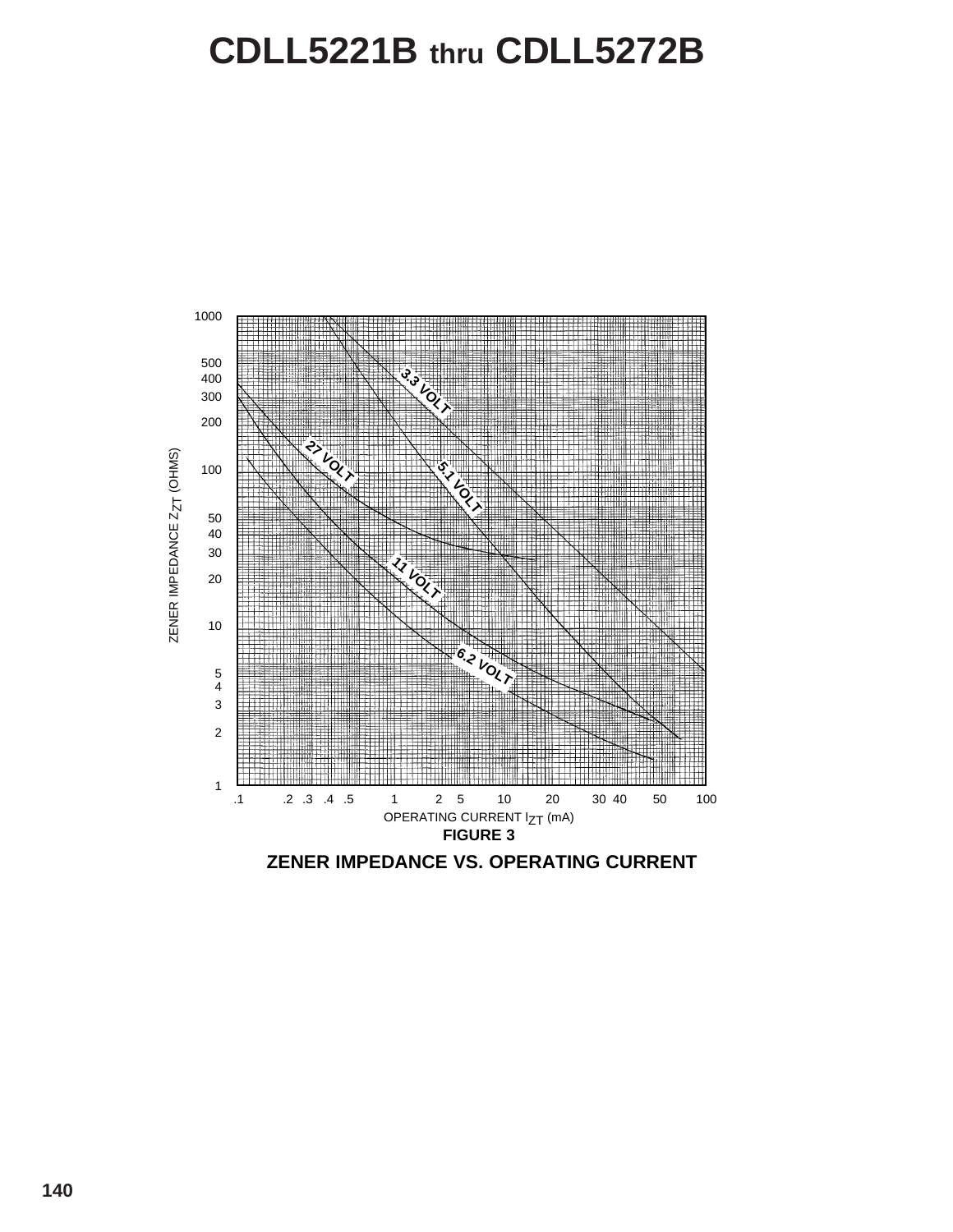# CDLL5221B thru CDLL5272B

ZENER IMPEDANCE $Z_{ZT}$ (OHMS)

OPERATING CURRENT $I_{ZT}$ (mA)

**FIGURE 3**

**ZENER IMPEDANCE VS. OPERATING CURRENT**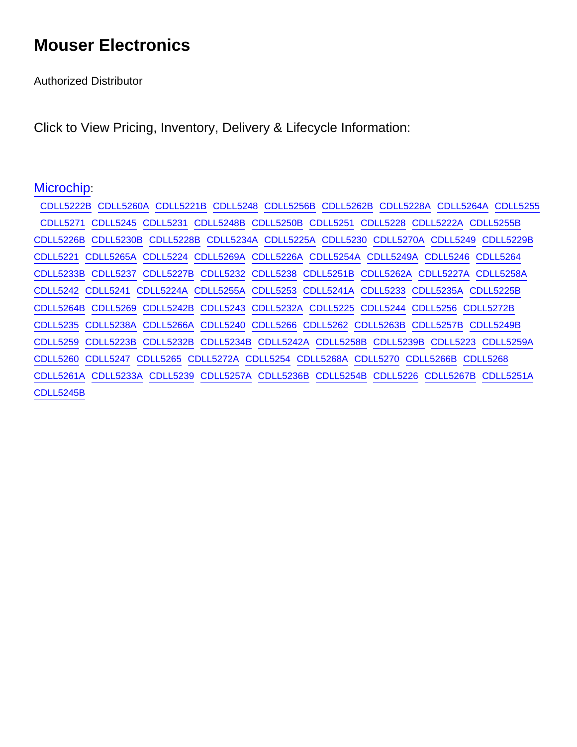# Mouser Electronics

Authorized Distributor

Click to View Pricing, Inventory, Delivery & Lifecycle Information:

Microchip:

CDLL5222B CDLL5260A CDLL5221B CDLL5248 CDLL5256B CDLL5262B CDLL5228A CDLL5264A CDLL5255 CDLL5271 CDLL5245 CDLL5231 CDLL5248B CDLL5250B CDLL5251 CDLL5228 CDLL5222A CDLL5255B CDLL5226B CDLL5230B CDLL5228B CDLL5234A CDLL5225A CDLL5230 CDLL5270A CDLL5249 CDLL5229B CDLL5221 CDLL5265A CDLL5224 CDLL5269A CDLL5226A CDLL5254A CDLL5249A CDLL5246 CDLL5264 CDLL5233B CDLL5237 CDLL5227B CDLL5232 CDLL5238 CDLL5251B CDLL5262A CDLL5227A CDLL5258A CDLL5242 CDLL5241 CDLL5224A CDLL5255A CDLL5253 CDLL5241A CDLL5233 CDLL5235A CDLL5225B CDLL5264B CDLL5269 CDLL5242B CDLL5243 CDLL5232A CDLL5225 CDLL5244 CDLL5256 CDLL5272B CDLL5235 CDLL5238A CDLL5266A CDLL5240 CDLL5266 CDLL5262 CDLL5263B CDLL5257B CDLL5249B CDLL5259 CDLL5223B CDLL5232B CDLL5234B CDLL5242A CDLL5258B CDLL5239B CDLL5223 CDLL5259A CDLL5260 CDLL5247 CDLL5265 CDLL5272A CDLL5254 CDLL5268A CDLL5270 CDLL5266B CDLL5268 CDLL5261A CDLL5233A CDLL5239 CDLL5257A CDLL5236B CDLL5254B CDLL5226 CDLL5267B CDLL5251A CDLL5245B